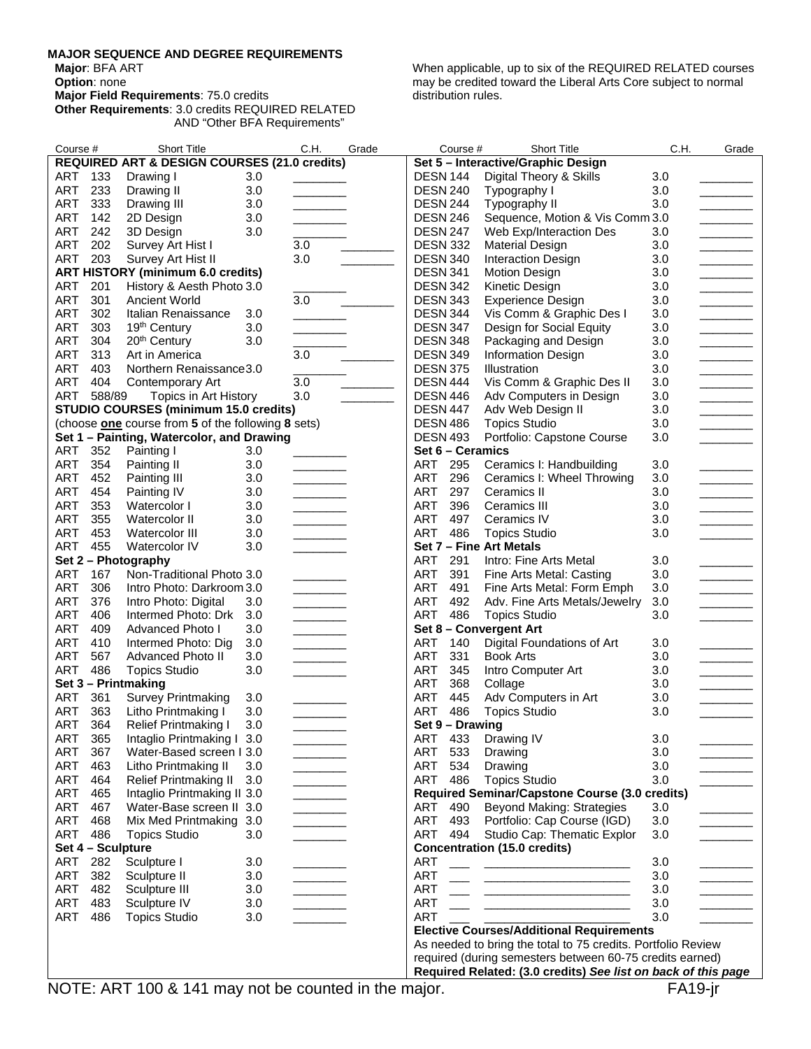**MAJOR SEQUENCE AND DEGREE REQUIREMENTS**

**Major**: BFA ART
**Option**: none
**Major Field Requirements**: 75.0 credits
**Other Requirements**: 3.0 credits REQUIRED RELATED AND "Other BFA Requirements"

When applicable, up to six of the REQUIRED RELATED courses may be credited toward the Liberal Arts Core subject to normal distribution rules.

| Course # | Short Title | C.H. | Grade |
|---|---|---|---|
| **REQUIRED ART & DESIGN COURSES (21.0 credits)** | | | |
| ART 133 | Drawing I | 3.0 | ________ |
| ART 233 | Drawing II | 3.0 | ________ |
| ART 333 | Drawing III | 3.0 | ________ |
| ART 142 | 2D Design | 3.0 | ________ |
| ART 242 | 3D Design | 3.0 | ________ |
| ART 202 | Survey Art Hist I | 3.0 | ________ |
| ART 203 | Survey Art Hist II | 3.0 | ________ |
| **ART HISTORY (minimum 6.0 credits)** | | | |
| ART 201 | History & Aesth Photo | 3.0 | ________ |
| ART 301 | Ancient World | 3.0 | ________ |
| ART 302 | Italian Renaissance | 3.0 | ________ |
| ART 303 | 19th Century | 3.0 | ________ |
| ART 304 | 20th Century | 3.0 | ________ |
| ART 313 | Art in America | 3.0 | ________ |
| ART 403 | Northern Renaissance | 3.0 | ________ |
| ART 404 | Contemporary Art | 3.0 | ________ |
| ART 588/89 | Topics in Art History | 3.0 | ________ |
| **STUDIO COURSES (minimum 15.0 credits)** | | | |
| (choose **one** course from **5** of the following **8** sets) | | | |
| **Set 1 – Painting, Watercolor, and Drawing** | | | |
| ART 352 | Painting I | 3.0 | ________ |
| ART 354 | Painting II | 3.0 | ________ |
| ART 452 | Painting III | 3.0 | ________ |
| ART 454 | Painting IV | 3.0 | ________ |
| ART 353 | Watercolor I | 3.0 | ________ |
| ART 355 | Watercolor II | 3.0 | ________ |
| ART 453 | Watercolor III | 3.0 | ________ |
| ART 455 | Watercolor IV | 3.0 | ________ |
| **Set 2 – Photography** | | | |
| ART 167 | Non-Traditional Photo | 3.0 | ________ |
| ART 306 | Intro Photo: Darkroom | 3.0 | ________ |
| ART 376 | Intro Photo: Digital | 3.0 | ________ |
| ART 406 | Intermed Photo: Drk | 3.0 | ________ |
| ART 409 | Advanced Photo I | 3.0 | ________ |
| ART 410 | Intermed Photo: Dig | 3.0 | ________ |
| ART 567 | Advanced Photo II | 3.0 | ________ |
| ART 486 | Topics Studio | 3.0 | ________ |
| **Set 3 – Printmaking** | | | |
| ART 361 | Survey Printmaking | 3.0 | ________ |
| ART 363 | Litho Printmaking I | 3.0 | ________ |
| ART 364 | Relief Printmaking I | 3.0 | ________ |
| ART 365 | Intaglio Printmaking I | 3.0 | ________ |
| ART 367 | Water-Based screen I | 3.0 | ________ |
| ART 463 | Litho Printmaking II | 3.0 | ________ |
| ART 464 | Relief Printmaking II | 3.0 | ________ |
| ART 465 | Intaglio Printmaking II | 3.0 | ________ |
| ART 467 | Water-Base screen II | 3.0 | ________ |
| ART 468 | Mix Med Printmaking | 3.0 | ________ |
| ART 486 | Topics Studio | 3.0 | ________ |
| **Set 4 – Sculpture** | | | |
| ART 282 | Sculpture I | 3.0 | ________ |
| ART 382 | Sculpture II | 3.0 | ________ |
| ART 482 | Sculpture III | 3.0 | ________ |
| ART 483 | Sculpture IV | 3.0 | ________ |
| ART 486 | Topics Studio | 3.0 | ________ |
| **Set 5 – Interactive/Graphic Design** | | | |
| DESN 144 | Digital Theory & Skills | 3.0 | ________ |
| DESN 240 | Typography I | 3.0 | ________ |
| DESN 244 | Typography II | 3.0 | ________ |
| DESN 246 | Sequence, Motion & Vis Comm | 3.0 | ________ |
| DESN 247 | Web Exp/Interaction Des | 3.0 | ________ |
| DESN 332 | Material Design | 3.0 | ________ |
| DESN 340 | Interaction Design | 3.0 | ________ |
| DESN 341 | Motion Design | 3.0 | ________ |
| DESN 342 | Kinetic Design | 3.0 | ________ |
| DESN 343 | Experience Design | 3.0 | ________ |
| DESN 344 | Vis Comm & Graphic Des I | 3.0 | ________ |
| DESN 347 | Design for Social Equity | 3.0 | ________ |
| DESN 348 | Packaging and Design | 3.0 | ________ |
| DESN 349 | Information Design | 3.0 | ________ |
| DESN 375 | Illustration | 3.0 | ________ |
| DESN 444 | Vis Comm & Graphic Des II | 3.0 | ________ |
| DESN 446 | Adv Computers in Design | 3.0 | ________ |
| DESN 447 | Adv Web Design II | 3.0 | ________ |
| DESN 486 | Topics Studio | 3.0 | ________ |
| DESN 493 | Portfolio: Capstone Course | 3.0 | ________ |
| **Set 6 – Ceramics** | | | |
| ART 295 | Ceramics I: Handbuilding | 3.0 | ________ |
| ART 296 | Ceramics I: Wheel Throwing | 3.0 | ________ |
| ART 297 | Ceramics II | 3.0 | ________ |
| ART 396 | Ceramics III | 3.0 | ________ |
| ART 497 | Ceramics IV | 3.0 | ________ |
| ART 486 | Topics Studio | 3.0 | ________ |
| **Set 7 – Fine Art Metals** | | | |
| ART 291 | Intro: Fine Arts Metal | 3.0 | ________ |
| ART 391 | Fine Arts Metal: Casting | 3.0 | ________ |
| ART 491 | Fine Arts Metal: Form Emph | 3.0 | ________ |
| ART 492 | Adv. Fine Arts Metals/Jewelry | 3.0 | ________ |
| ART 486 | Topics Studio | 3.0 | ________ |
| **Set 8 – Convergent Art** | | | |
| ART 140 | Digital Foundations of Art | 3.0 | ________ |
| ART 331 | Book Arts | 3.0 | ________ |
| ART 345 | Intro Computer Art | 3.0 | ________ |
| ART 368 | Collage | 3.0 | ________ |
| ART 445 | Adv Computers in Art | 3.0 | ________ |
| ART 486 | Topics Studio | 3.0 | ________ |
| **Set 9 – Drawing** | | | |
| ART 433 | Drawing IV | 3.0 | ________ |
| ART 533 | Drawing | 3.0 | ________ |
| ART 534 | Drawing | 3.0 | ________ |
| ART 486 | Topics Studio | 3.0 | ________ |
| **Required Seminar/Capstone Course (3.0 credits)** | | | |
| ART 490 | Beyond Making: Strategies | 3.0 | ________ |
| ART 493 | Portfolio: Cap Course (IGD) | 3.0 | ________ |
| ART 494 | Studio Cap: Thematic Explor | 3.0 | ________ |
| **Concentration (15.0 credits)** | | | |
| ART ___ | ____________________ | 3.0 | ________ |
| ART ___ | ____________________ | 3.0 | ________ |
| ART ___ | ____________________ | 3.0 | ________ |
| ART ___ | ____________________ | 3.0 | ________ |
| ART ___ | ____________________ | 3.0 | ________ |
| **Elective Courses/Additional Requirements** | | | |
| As needed to bring the total to 75 credits. Portfolio Review required (during semesters between 60-75 credits earned) | | | |
| **Required Related: (3.0 credits)** ***See list on back of this page*** | | | |

NOTE: ART 100 & 141 may not be counted in the major.

FA19-jr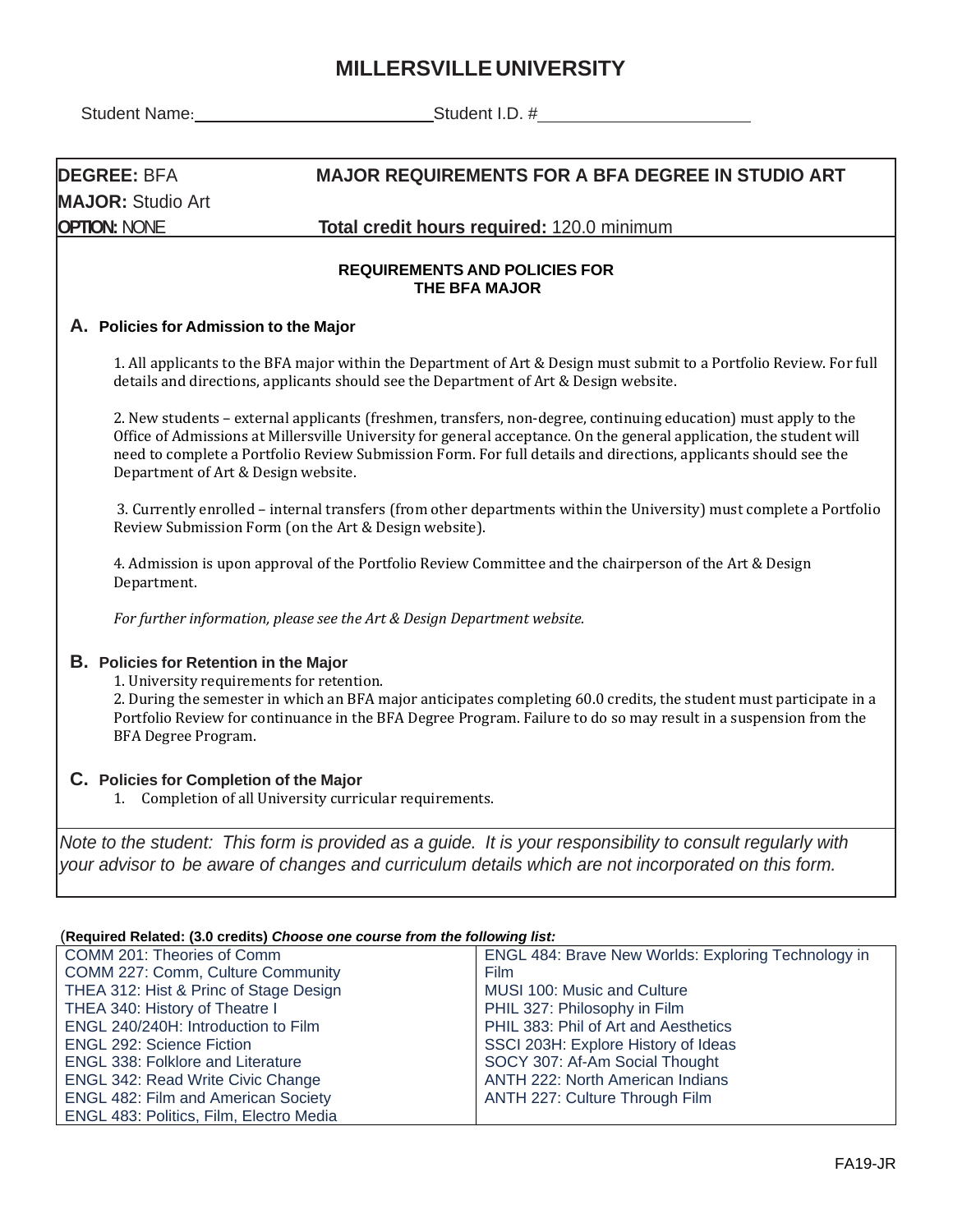# MILLERSVILLE UNIVERSITY

Student Name:\_\_\_\_\_\_\_\_\_\_\_\_\_\_\_\_\_\_\_\_\_\_\_\_\_\_ Student I.D. #\_\_\_\_\_\_\_\_\_\_\_\_\_\_\_\_\_\_\_\_\_\_\_\_

**DEGREE:** BFA

**MAJOR:** Studio Art

**OPTION:** NONE

## MAJOR REQUIREMENTS FOR A BFA DEGREE IN STUDIO ART

**Total credit hours required:** 120.0 minimum

### REQUIREMENTS AND POLICIES FOR THE BFA MAJOR

#### A. Policies for Admission to the Major

1. All applicants to the BFA major within the Department of Art & Design must submit to a Portfolio Review. For full details and directions, applicants should see the Department of Art & Design website.

2. New students – external applicants (freshmen, transfers, non-degree, continuing education) must apply to the Office of Admissions at Millersville University for general acceptance. On the general application, the student will need to complete a Portfolio Review Submission Form. For full details and directions, applicants should see the Department of Art & Design website.

3. Currently enrolled – internal transfers (from other departments within the University) must complete a Portfolio Review Submission Form (on the Art & Design website).

4. Admission is upon approval of the Portfolio Review Committee and the chairperson of the Art & Design Department.

*For further information, please see the Art & Design Department website.*

#### B. Policies for Retention in the Major

1. University requirements for retention.
2. During the semester in which an BFA major anticipates completing 60.0 credits, the student must participate in a Portfolio Review for continuance in the BFA Degree Program. Failure to do so may result in a suspension from the BFA Degree Program.

#### C. Policies for Completion of the Major

1. Completion of all University curricular requirements.

*Note to the student: This form is provided as a guide. It is your responsibility to consult regularly with your advisor to be aware of changes and curriculum details which are not incorporated on this form.*

(**Required Related: (3.0 credits)** ***Choose one course from the following list:***

| | |
|---|---|
| COMM 201: Theories of Comm | ENGL 484: Brave New Worlds: Exploring Technology in Film |
| COMM 227: Comm, Culture Community | MUSI 100: Music and Culture |
| THEA 312: Hist & Princ of Stage Design | PHIL 327: Philosophy in Film |
| THEA 340: History of Theatre I | PHIL 383: Phil of Art and Aesthetics |
| ENGL 240/240H: Introduction to Film | SSCI 203H: Explore History of Ideas |
| ENGL 292: Science Fiction | SOCY 307: Af-Am Social Thought |
| ENGL 338: Folklore and Literature | ANTH 222: North American Indians |
| ENGL 342: Read Write Civic Change | ANTH 227: Culture Through Film |
| ENGL 482: Film and American Society | |
| ENGL 483: Politics, Film, Electro Media | |

FA19-JR